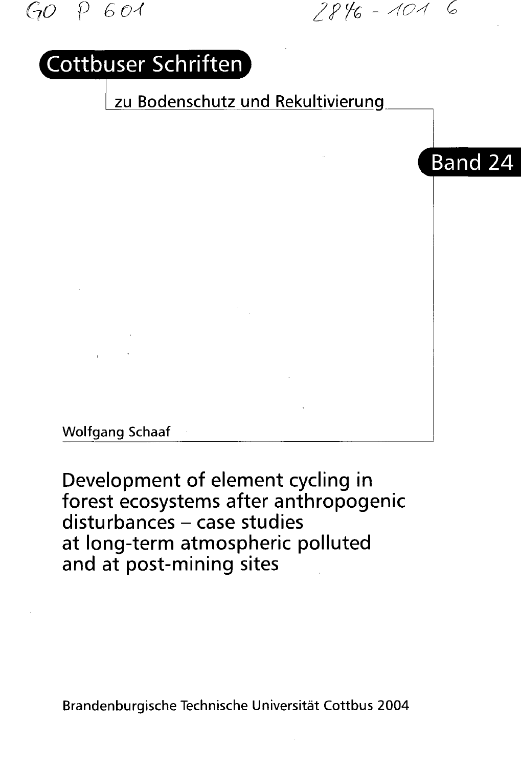GO P 601 2846 - 101 6

Cottbuser Schriften

zu Bodenschutz und Rekultivierung

Band 24

Wolfgang Schaaf

# Development of element cycling in forest ecosystems after anthropogenic disturbances – case studies at long-term atmospheric polluted and at post-mining sites

Brandenburgische Technische Universität Cottbus 2004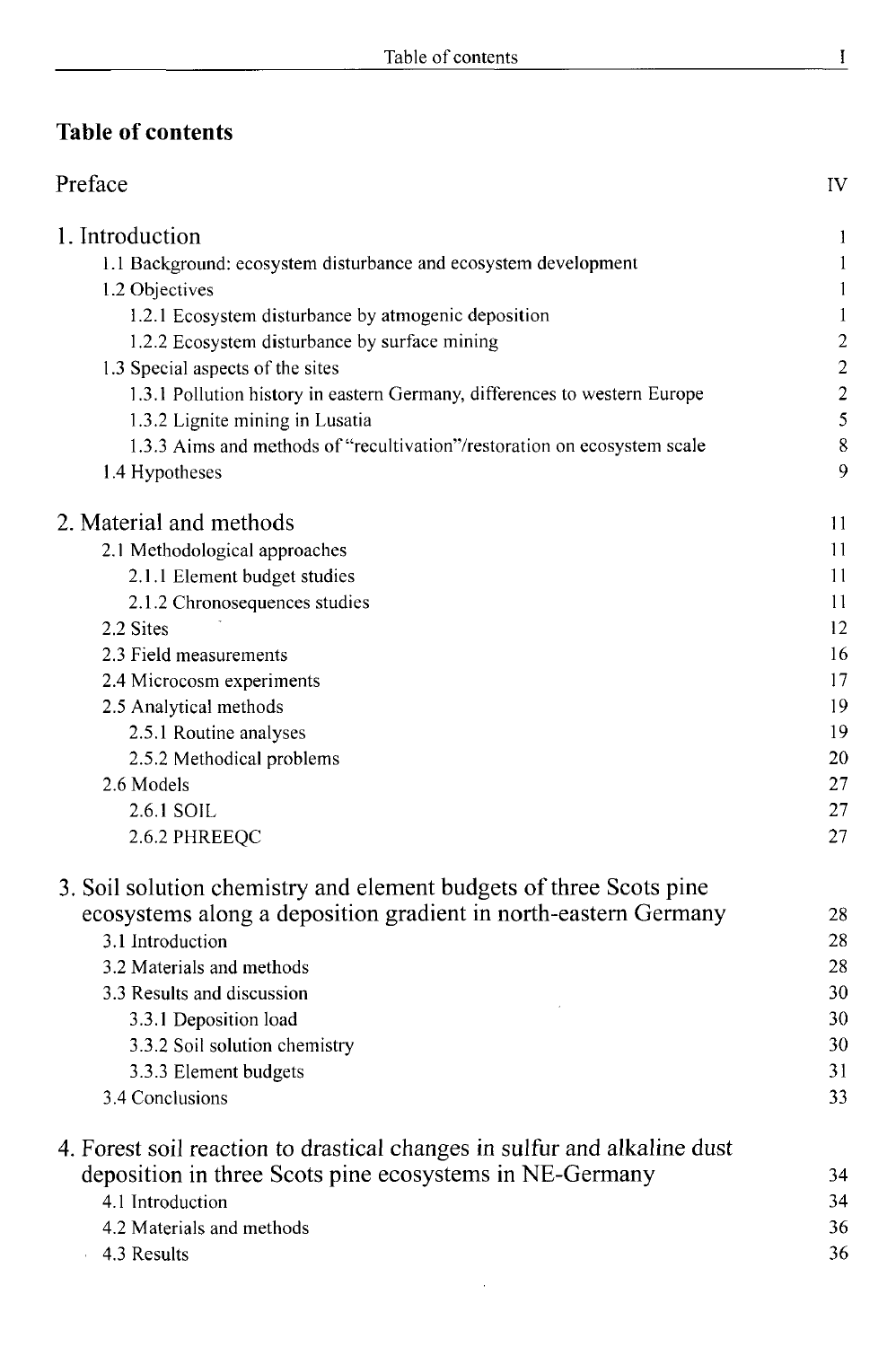## Table of contents

| | |
|---|---|
| Preface | IV |
| **1. Introduction** | 1 |
| 1.1 Background: ecosystem disturbance and ecosystem development | 1 |
| 1.2 Objectives | 1 |
| 1.2.1 Ecosystem disturbance by atmogenic deposition | 1 |
| 1.2.2 Ecosystem disturbance by surface mining | 2 |
| 1.3 Special aspects of the sites | 2 |
| 1.3.1 Pollution history in eastern Germany, differences to western Europe | 2 |
| 1.3.2 Lignite mining in Lusatia | 5 |
| 1.3.3 Aims and methods of "recultivation"/restoration on ecosystem scale | 8 |
| 1.4 Hypotheses | 9 |
| **2. Material and methods** | 11 |
| 2.1 Methodological approaches | 11 |
| 2.1.1 Element budget studies | 11 |
| 2.1.2 Chronosequences studies | 11 |
| 2.2 Sites | 12 |
| 2.3 Field measurements | 16 |
| 2.4 Microcosm experiments | 17 |
| 2.5 Analytical methods | 19 |
| 2.5.1 Routine analyses | 19 |
| 2.5.2 Methodical problems | 20 |
| 2.6 Models | 27 |
| 2.6.1 SOIL | 27 |
| 2.6.2 PHREEQC | 27 |
| **3. Soil solution chemistry and element budgets of three Scots pine ecosystems along a deposition gradient in north-eastern Germany** | 28 |
| 3.1 Introduction | 28 |
| 3.2 Materials and methods | 28 |
| 3.3 Results and discussion | 30 |
| 3.3.1 Deposition load | 30 |
| 3.3.2 Soil solution chemistry | 30 |
| 3.3.3 Element budgets | 31 |
| 3.4 Conclusions | 33 |
| **4. Forest soil reaction to drastical changes in sulfur and alkaline dust deposition in three Scots pine ecosystems in NE-Germany** | 34 |
| 4.1 Introduction | 34 |
| 4.2 Materials and methods | 36 |
| 4.3 Results | 36 |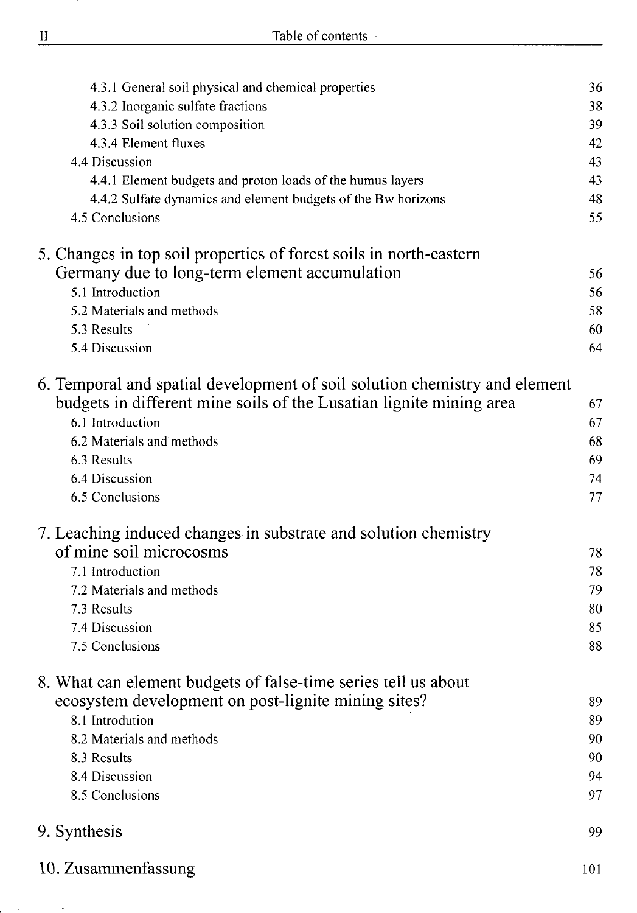4.3.1 General soil physical and chemical properties 36

4.3.2 Inorganic sulfate fractions 38

4.3.3 Soil solution composition 39

4.3.4 Element fluxes 42

4.4 Discussion 43

4.4.1 Element budgets and proton loads of the humus layers 43

4.4.2 Sulfate dynamics and element budgets of the Bw horizons 48

4.5 Conclusions 55

5. Changes in top soil properties of forest soils in north-eastern Germany due to long-term element accumulation 56

5.1 Introduction 56

5.2 Materials and methods 58

5.3 Results 60

5.4 Discussion 64

6. Temporal and spatial development of soil solution chemistry and element budgets in different mine soils of the Lusatian lignite mining area 67

6.1 Introduction 67

6.2 Materials and methods 68

6.3 Results 69

6.4 Discussion 74

6.5 Conclusions 77

7. Leaching induced changes in substrate and solution chemistry of mine soil microcosms 78

7.1 Introduction 78

7.2 Materials and methods 79

7.3 Results 80

7.4 Discussion 85

7.5 Conclusions 88

8. What can element budgets of false-time series tell us about ecosystem development on post-lignite mining sites? 89

8.1 Introdution 89

8.2 Materials and methods 90

8.3 Results 90

8.4 Discussion 94

8.5 Conclusions 97

9. Synthesis 99

10. Zusammenfassung 101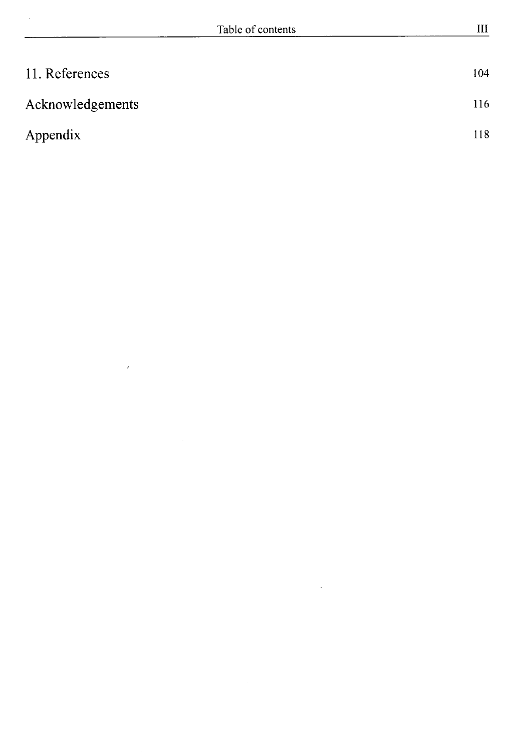11. References 104

Acknowledgements 116

Appendix 118